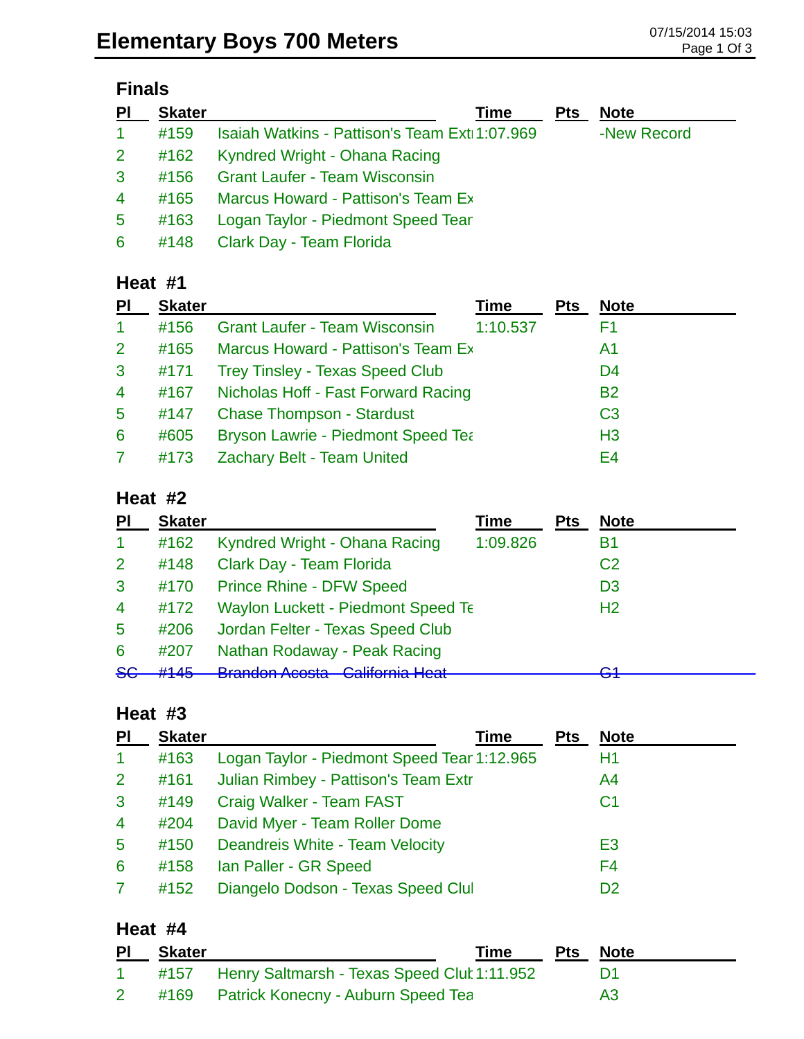# Elementary Boys 700 Meters

## Finals

| Pl | Skater | | Time | Pts | Note |
|---|---|---|---|---|---|
| 1 | #159 | Isaiah Watkins - Pattison's Team Ext | 1:07.969 | | -New Record |
| 2 | #162 | Kyndred Wright - Ohana Racing | | | |
| 3 | #156 | Grant Laufer - Team Wisconsin | | | |
| 4 | #165 | Marcus Howard - Pattison's Team Ex | | | |
| 5 | #163 | Logan Taylor - Piedmont Speed Tear | | | |
| 6 | #148 | Clark Day - Team Florida | | | |

## Heat #1

| Pl | Skater | | Time | Pts | Note |
|---|---|---|---|---|---|
| 1 | #156 | Grant Laufer - Team Wisconsin | 1:10.537 | | F1 |
| 2 | #165 | Marcus Howard - Pattison's Team Ex | | | A1 |
| 3 | #171 | Trey Tinsley - Texas Speed Club | | | D4 |
| 4 | #167 | Nicholas Hoff - Fast Forward Racing | | | B2 |
| 5 | #147 | Chase Thompson - Stardust | | | C3 |
| 6 | #605 | Bryson Lawrie - Piedmont Speed Tea | | | H3 |
| 7 | #173 | Zachary Belt - Team United | | | E4 |

## Heat #2

| Pl | Skater | | Time | Pts | Note |
|---|---|---|---|---|---|
| 1 | #162 | Kyndred Wright - Ohana Racing | 1:09.826 | | B1 |
| 2 | #148 | Clark Day - Team Florida | | | C2 |
| 3 | #170 | Prince Rhine - DFW Speed | | | D3 |
| 4 | #172 | Waylon Luckett - Piedmont Speed Te | | | H2 |
| 5 | #206 | Jordan Felter - Texas Speed Club | | | |
| 6 | #207 | Nathan Rodaway - Peak Racing | | | |
| ~~SC~~ | ~~#145~~ | ~~Brandon Acosta - California Heat~~ | | | ~~G1~~ |

## Heat #3

| Pl | Skater | | Time | Pts | Note |
|---|---|---|---|---|---|
| 1 | #163 | Logan Taylor - Piedmont Speed Tear | 1:12.965 | | H1 |
| 2 | #161 | Julian Rimbey - Pattison's Team Extr | | | A4 |
| 3 | #149 | Craig Walker - Team FAST | | | C1 |
| 4 | #204 | David Myer - Team Roller Dome | | | |
| 5 | #150 | Deandreis White - Team Velocity | | | E3 |
| 6 | #158 | Ian Paller - GR Speed | | | F4 |
| 7 | #152 | Diangelo Dodson - Texas Speed Clul | | | D2 |

## Heat #4

| Pl | Skater | | Time | Pts | Note |
|---|---|---|---|---|---|
| 1 | #157 | Henry Saltmarsh - Texas Speed Clul | 1:11.952 | | D1 |
| 2 | #169 | Patrick Konecny - Auburn Speed Tea | | | A3 |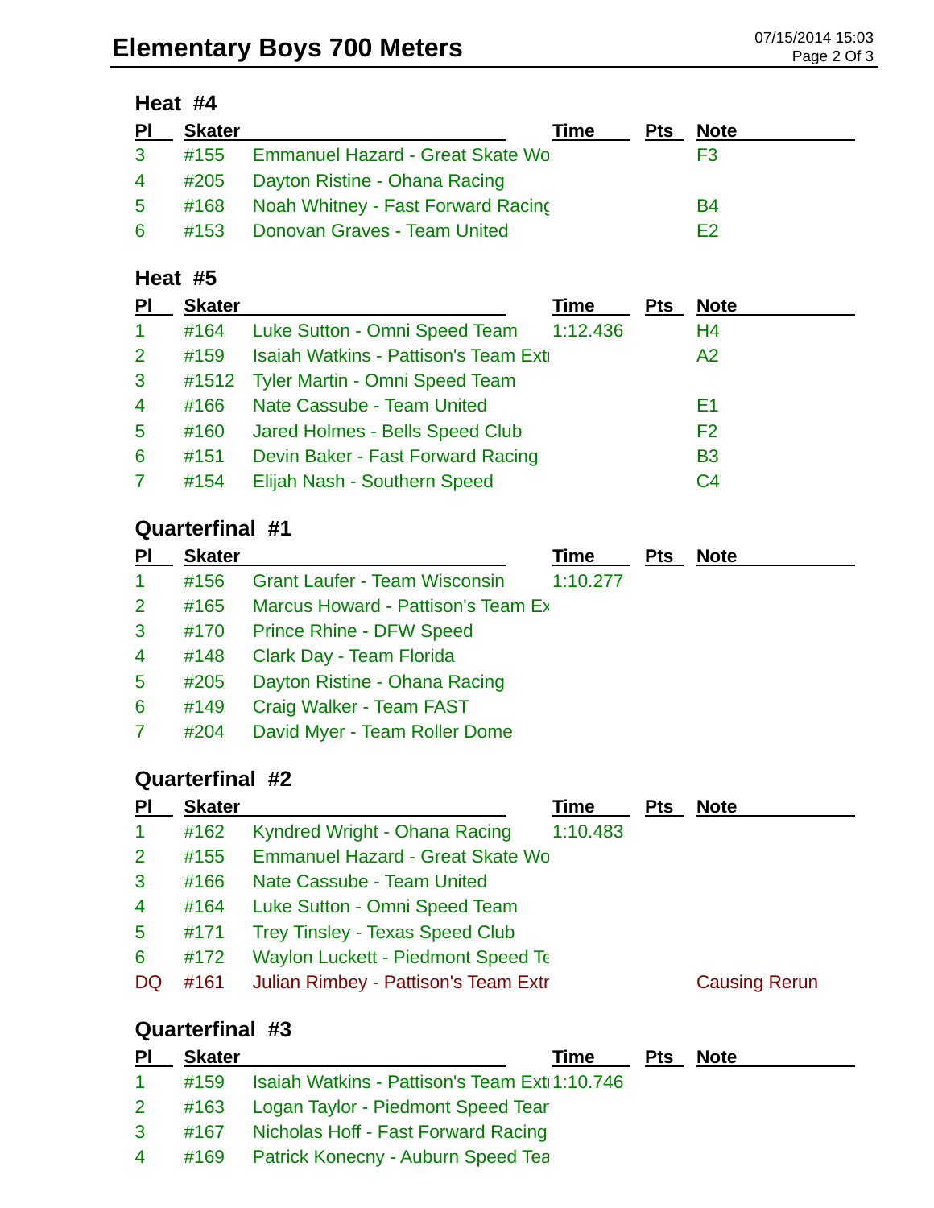# Elementary Boys 700 Meters

### Heat #4

| Pl | Skater | | Time | Pts | Note |
|---|---|---|---|---|---|
| 3 | #155 | Emmanuel Hazard - Great Skate Wo | | | F3 |
| 4 | #205 | Dayton Ristine - Ohana Racing | | | |
| 5 | #168 | Noah Whitney - Fast Forward Racing | | | B4 |
| 6 | #153 | Donovan Graves - Team United | | | E2 |

### Heat #5

| Pl | Skater | | Time | Pts | Note |
|---|---|---|---|---|---|
| 1 | #164 | Luke Sutton - Omni Speed Team | 1:12.436 | | H4 |
| 2 | #159 | Isaiah Watkins - Pattison's Team Extr | | | A2 |
| 3 | #1512 | Tyler Martin - Omni Speed Team | | | |
| 4 | #166 | Nate Cassube - Team United | | | E1 |
| 5 | #160 | Jared Holmes - Bells Speed Club | | | F2 |
| 6 | #151 | Devin Baker - Fast Forward Racing | | | B3 |
| 7 | #154 | Elijah Nash - Southern Speed | | | C4 |

### Quarterfinal #1

| Pl | Skater | | Time | Pts | Note |
|---|---|---|---|---|---|
| 1 | #156 | Grant Laufer - Team Wisconsin | 1:10.277 | | |
| 2 | #165 | Marcus Howard - Pattison's Team Ex | | | |
| 3 | #170 | Prince Rhine - DFW Speed | | | |
| 4 | #148 | Clark Day - Team Florida | | | |
| 5 | #205 | Dayton Ristine - Ohana Racing | | | |
| 6 | #149 | Craig Walker - Team FAST | | | |
| 7 | #204 | David Myer - Team Roller Dome | | | |

### Quarterfinal #2

| Pl | Skater | | Time | Pts | Note |
|---|---|---|---|---|---|
| 1 | #162 | Kyndred Wright - Ohana Racing | 1:10.483 | | |
| 2 | #155 | Emmanuel Hazard - Great Skate Wo | | | |
| 3 | #166 | Nate Cassube - Team United | | | |
| 4 | #164 | Luke Sutton - Omni Speed Team | | | |
| 5 | #171 | Trey Tinsley - Texas Speed Club | | | |
| 6 | #172 | Waylon Luckett - Piedmont Speed Te | | | |
| DQ | #161 | Julian Rimbey - Pattison's Team Extr | | | Causing Rerun |

### Quarterfinal #3

| Pl | Skater | | Time | Pts | Note |
|---|---|---|---|---|---|
| 1 | #159 | Isaiah Watkins - Pattison's Team Extr | 1:10.746 | | |
| 2 | #163 | Logan Taylor - Piedmont Speed Tear | | | |
| 3 | #167 | Nicholas Hoff - Fast Forward Racing | | | |
| 4 | #169 | Patrick Konecny - Auburn Speed Tea | | | |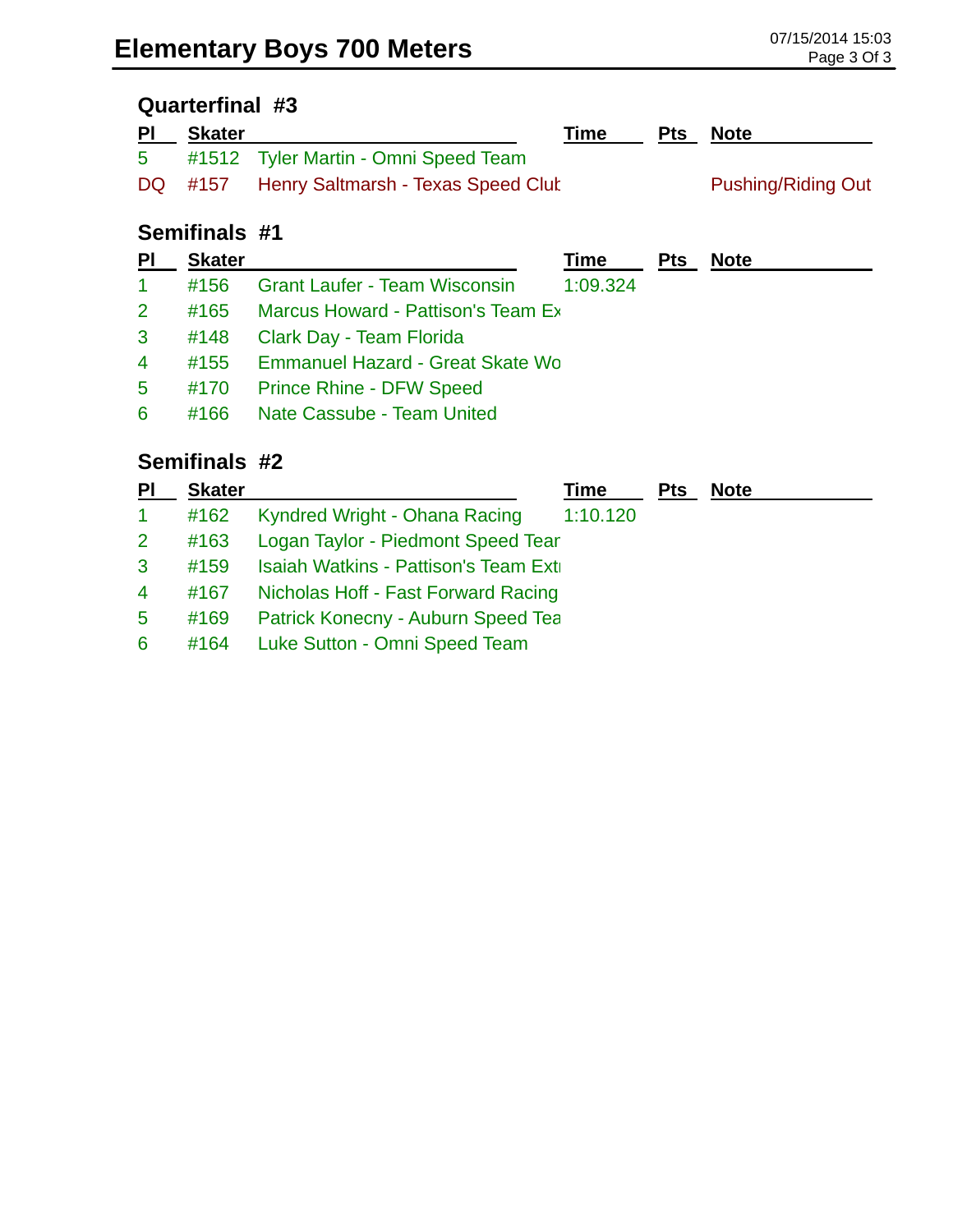# Elementary Boys 700 Meters

## Quarterfinal #3

| Pl | Skater | | Time | Pts | Note |
|---|---|---|---|---|---|
| 5 | #1512 | Tyler Martin - Omni Speed Team | | | |
| DQ | #157 | Henry Saltmarsh - Texas Speed Clut | | | Pushing/Riding Out |

## Semifinals #1

| Pl | Skater | | Time | Pts | Note |
|---|---|---|---|---|---|
| 1 | #156 | Grant Laufer - Team Wisconsin | 1:09.324 | | |
| 2 | #165 | Marcus Howard - Pattison's Team Ex | | | |
| 3 | #148 | Clark Day - Team Florida | | | |
| 4 | #155 | Emmanuel Hazard - Great Skate Wo | | | |
| 5 | #170 | Prince Rhine - DFW Speed | | | |
| 6 | #166 | Nate Cassube - Team United | | | |

## Semifinals #2

| Pl | Skater | | Time | Pts | Note |
|---|---|---|---|---|---|
| 1 | #162 | Kyndred Wright - Ohana Racing | 1:10.120 | | |
| 2 | #163 | Logan Taylor - Piedmont Speed Tear | | | |
| 3 | #159 | Isaiah Watkins - Pattison's Team Extı | | | |
| 4 | #167 | Nicholas Hoff - Fast Forward Racing | | | |
| 5 | #169 | Patrick Konecny - Auburn Speed Tea | | | |
| 6 | #164 | Luke Sutton - Omni Speed Team | | | |